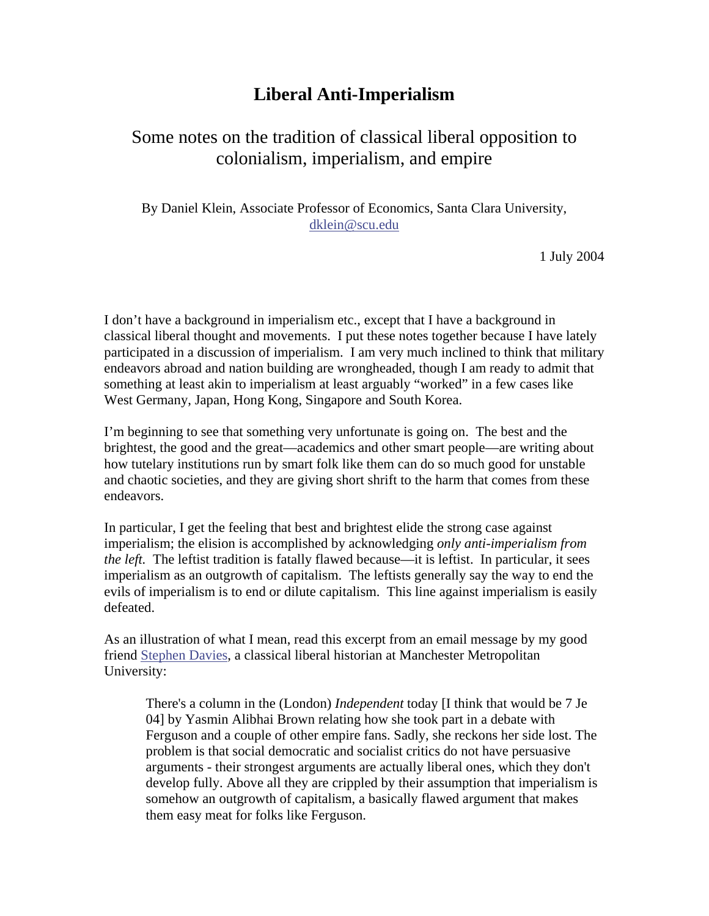# Liberal Anti-Imperialism

## Some notes on the tradition of classical liberal opposition to colonialism, imperialism, and empire

By Daniel Klein, Associate Professor of Economics, Santa Clara University, dklein@scu.edu

1 July 2004

I don't have a background in imperialism etc., except that I have a background in classical liberal thought and movements. I put these notes together because I have lately participated in a discussion of imperialism. I am very much inclined to think that military endeavors abroad and nation building are wrongheaded, though I am ready to admit that something at least akin to imperialism at least arguably "worked" in a few cases like West Germany, Japan, Hong Kong, Singapore and South Korea.

I'm beginning to see that something very unfortunate is going on. The best and the brightest, the good and the great—academics and other smart people—are writing about how tutelary institutions run by smart folk like them can do so much good for unstable and chaotic societies, and they are giving short shrift to the harm that comes from these endeavors.

In particular, I get the feeling that best and brightest elide the strong case against imperialism; the elision is accomplished by acknowledging *only anti-imperialism from the left.* The leftist tradition is fatally flawed because—it is leftist. In particular, it sees imperialism as an outgrowth of capitalism. The leftists generally say the way to end the evils of imperialism is to end or dilute capitalism. This line against imperialism is easily defeated.

As an illustration of what I mean, read this excerpt from an email message by my good friend Stephen Davies, a classical liberal historian at Manchester Metropolitan University:

> There's a column in the (London) *Independent* today [I think that would be 7 Je 04] by Yasmin Alibhai Brown relating how she took part in a debate with Ferguson and a couple of other empire fans. Sadly, she reckons her side lost. The problem is that social democratic and socialist critics do not have persuasive arguments - their strongest arguments are actually liberal ones, which they don't develop fully. Above all they are crippled by their assumption that imperialism is somehow an outgrowth of capitalism, a basically flawed argument that makes them easy meat for folks like Ferguson.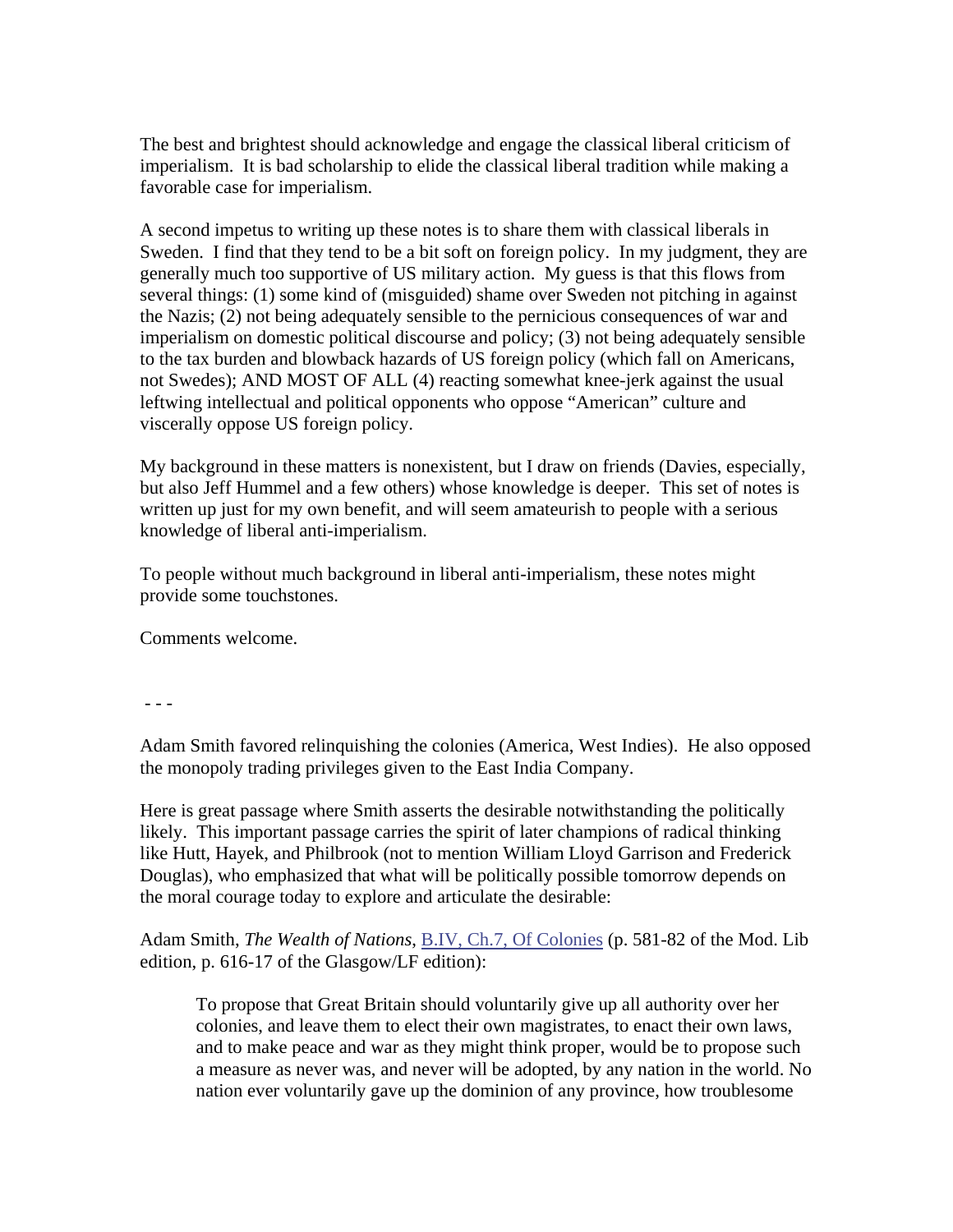The best and brightest should acknowledge and engage the classical liberal criticism of imperialism. It is bad scholarship to elide the classical liberal tradition while making a favorable case for imperialism.

A second impetus to writing up these notes is to share them with classical liberals in Sweden. I find that they tend to be a bit soft on foreign policy. In my judgment, they are generally much too supportive of US military action. My guess is that this flows from several things: (1) some kind of (misguided) shame over Sweden not pitching in against the Nazis; (2) not being adequately sensible to the pernicious consequences of war and imperialism on domestic political discourse and policy; (3) not being adequately sensible to the tax burden and blowback hazards of US foreign policy (which fall on Americans, not Swedes); AND MOST OF ALL (4) reacting somewhat knee-jerk against the usual leftwing intellectual and political opponents who oppose "American" culture and viscerally oppose US foreign policy.

My background in these matters is nonexistent, but I draw on friends (Davies, especially, but also Jeff Hummel and a few others) whose knowledge is deeper. This set of notes is written up just for my own benefit, and will seem amateurish to people with a serious knowledge of liberal anti-imperialism.

To people without much background in liberal anti-imperialism, these notes might provide some touchstones.

Comments welcome.

- - -

Adam Smith favored relinquishing the colonies (America, West Indies). He also opposed the monopoly trading privileges given to the East India Company.

Here is great passage where Smith asserts the desirable notwithstanding the politically likely. This important passage carries the spirit of later champions of radical thinking like Hutt, Hayek, and Philbrook (not to mention William Lloyd Garrison and Frederick Douglas), who emphasized that what will be politically possible tomorrow depends on the moral courage today to explore and articulate the desirable:

Adam Smith, *The Wealth of Nations*, B.IV, Ch.7, Of Colonies (p. 581-82 of the Mod. Lib edition, p. 616-17 of the Glasgow/LF edition):

> To propose that Great Britain should voluntarily give up all authority over her colonies, and leave them to elect their own magistrates, to enact their own laws, and to make peace and war as they might think proper, would be to propose such a measure as never was, and never will be adopted, by any nation in the world. No nation ever voluntarily gave up the dominion of any province, how troublesome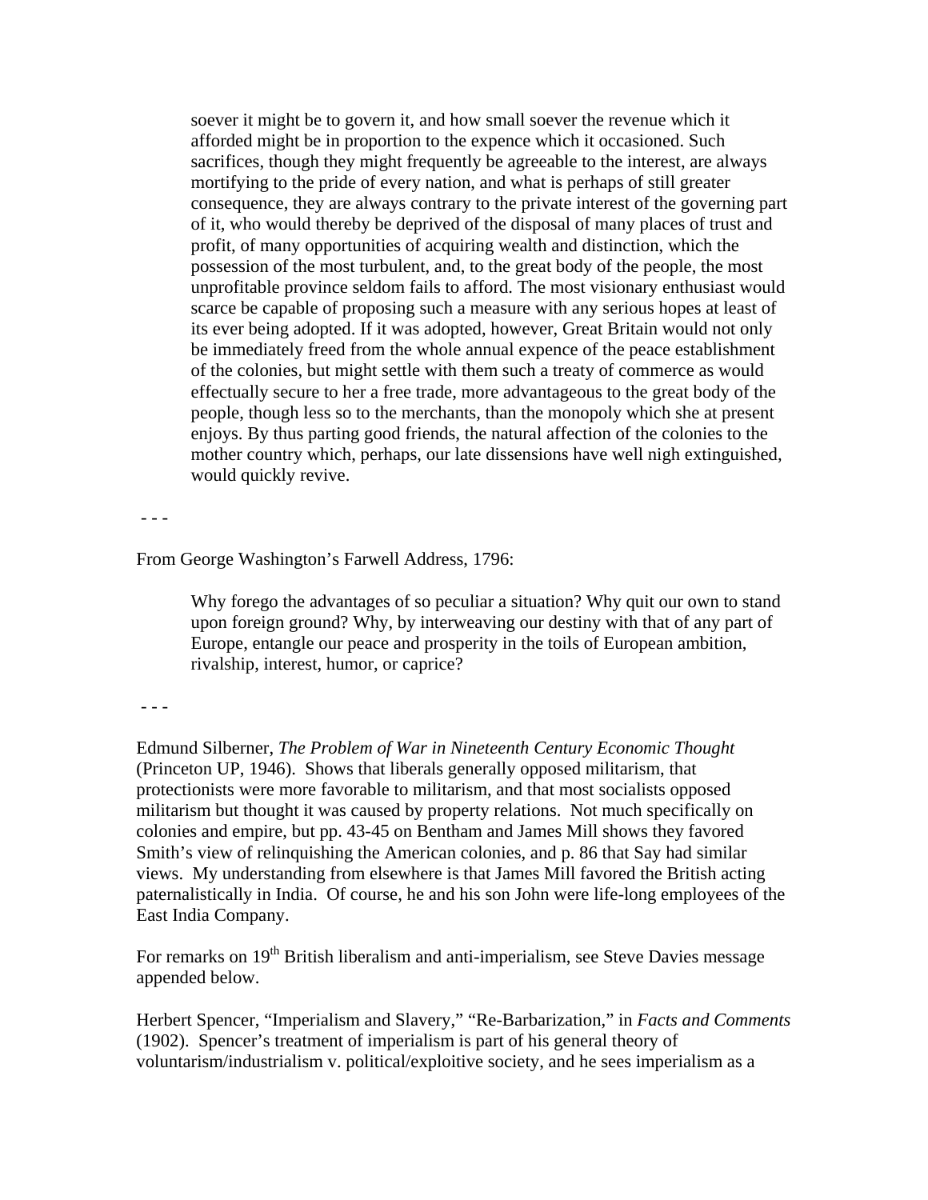> soever it might be to govern it, and how small soever the revenue which it afforded might be in proportion to the expence which it occasioned. Such sacrifices, though they might frequently be agreeable to the interest, are always mortifying to the pride of every nation, and what is perhaps of still greater consequence, they are always contrary to the private interest of the governing part of it, who would thereby be deprived of the disposal of many places of trust and profit, of many opportunities of acquiring wealth and distinction, which the possession of the most turbulent, and, to the great body of the people, the most unprofitable province seldom fails to afford. The most visionary enthusiast would scarce be capable of proposing such a measure with any serious hopes at least of its ever being adopted. If it was adopted, however, Great Britain would not only be immediately freed from the whole annual expence of the peace establishment of the colonies, but might settle with them such a treaty of commerce as would effectually secure to her a free trade, more advantageous to the great body of the people, though less so to the merchants, than the monopoly which she at present enjoys. By thus parting good friends, the natural affection of the colonies to the mother country which, perhaps, our late dissensions have well nigh extinguished, would quickly revive.

- - -

From George Washington's Farwell Address, 1796:

> Why forego the advantages of so peculiar a situation? Why quit our own to stand upon foreign ground? Why, by interweaving our destiny with that of any part of Europe, entangle our peace and prosperity in the toils of European ambition, rivalship, interest, humor, or caprice?

- - -

Edmund Silberner, *The Problem of War in Nineteenth Century Economic Thought* (Princeton UP, 1946). Shows that liberals generally opposed militarism, that protectionists were more favorable to militarism, and that most socialists opposed militarism but thought it was caused by property relations. Not much specifically on colonies and empire, but pp. 43-45 on Bentham and James Mill shows they favored Smith's view of relinquishing the American colonies, and p. 86 that Say had similar views. My understanding from elsewhere is that James Mill favored the British acting paternalistically in India. Of course, he and his son John were life-long employees of the East India Company.

For remarks on 19th British liberalism and anti-imperialism, see Steve Davies message appended below.

Herbert Spencer, "Imperialism and Slavery," "Re-Barbarization," in *Facts and Comments* (1902). Spencer's treatment of imperialism is part of his general theory of voluntarism/industrialism v. political/exploitive society, and he sees imperialism as a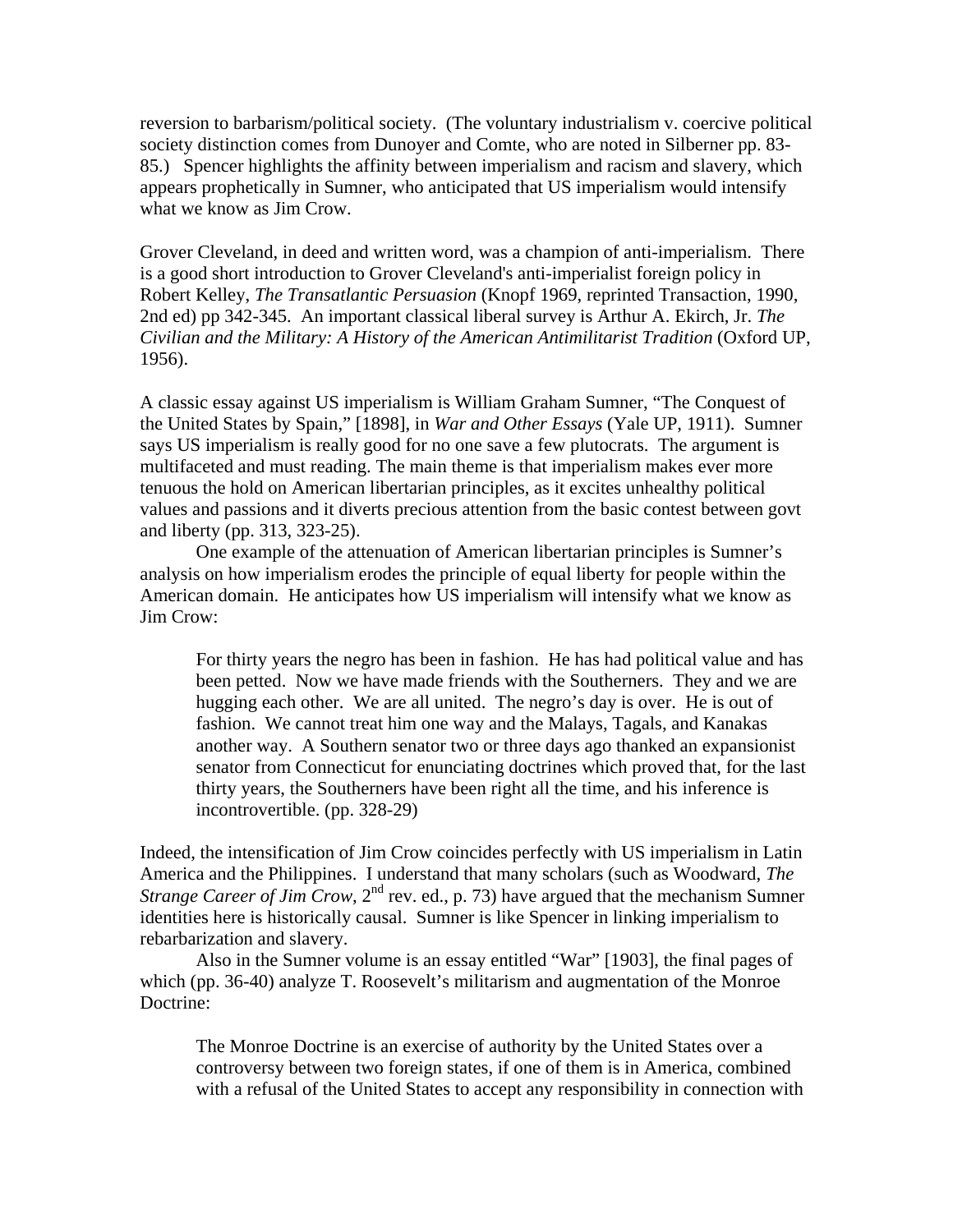reversion to barbarism/political society. (The voluntary industrialism v. coercive political society distinction comes from Dunoyer and Comte, who are noted in Silberner pp. 83-85.) Spencer highlights the affinity between imperialism and racism and slavery, which appears prophetically in Sumner, who anticipated that US imperialism would intensify what we know as Jim Crow.

Grover Cleveland, in deed and written word, was a champion of anti-imperialism. There is a good short introduction to Grover Cleveland's anti-imperialist foreign policy in Robert Kelley, *The Transatlantic Persuasion* (Knopf 1969, reprinted Transaction, 1990, 2nd ed) pp 342-345. An important classical liberal survey is Arthur A. Ekirch, Jr. *The Civilian and the Military: A History of the American Antimilitarist Tradition* (Oxford UP, 1956).

A classic essay against US imperialism is William Graham Sumner, "The Conquest of the United States by Spain," [1898], in *War and Other Essays* (Yale UP, 1911). Sumner says US imperialism is really good for no one save a few plutocrats. The argument is multifaceted and must reading. The main theme is that imperialism makes ever more tenuous the hold on American libertarian principles, as it excites unhealthy political values and passions and it diverts precious attention from the basic contest between govt and liberty (pp. 313, 323-25).

One example of the attenuation of American libertarian principles is Sumner's analysis on how imperialism erodes the principle of equal liberty for people within the American domain. He anticipates how US imperialism will intensify what we know as Jim Crow:

> For thirty years the negro has been in fashion. He has had political value and has been petted. Now we have made friends with the Southerners. They and we are hugging each other. We are all united. The negro's day is over. He is out of fashion. We cannot treat him one way and the Malays, Tagals, and Kanakas another way. A Southern senator two or three days ago thanked an expansionist senator from Connecticut for enunciating doctrines which proved that, for the last thirty years, the Southerners have been right all the time, and his inference is incontrovertible. (pp. 328-29)

Indeed, the intensification of Jim Crow coincides perfectly with US imperialism in Latin America and the Philippines. I understand that many scholars (such as Woodward, *The Strange Career of Jim Crow*, 2nd rev. ed., p. 73) have argued that the mechanism Sumner identities here is historically causal. Sumner is like Spencer in linking imperialism to rebarbarization and slavery.

Also in the Sumner volume is an essay entitled "War" [1903], the final pages of which (pp. 36-40) analyze T. Roosevelt's militarism and augmentation of the Monroe Doctrine:

> The Monroe Doctrine is an exercise of authority by the United States over a controversy between two foreign states, if one of them is in America, combined with a refusal of the United States to accept any responsibility in connection with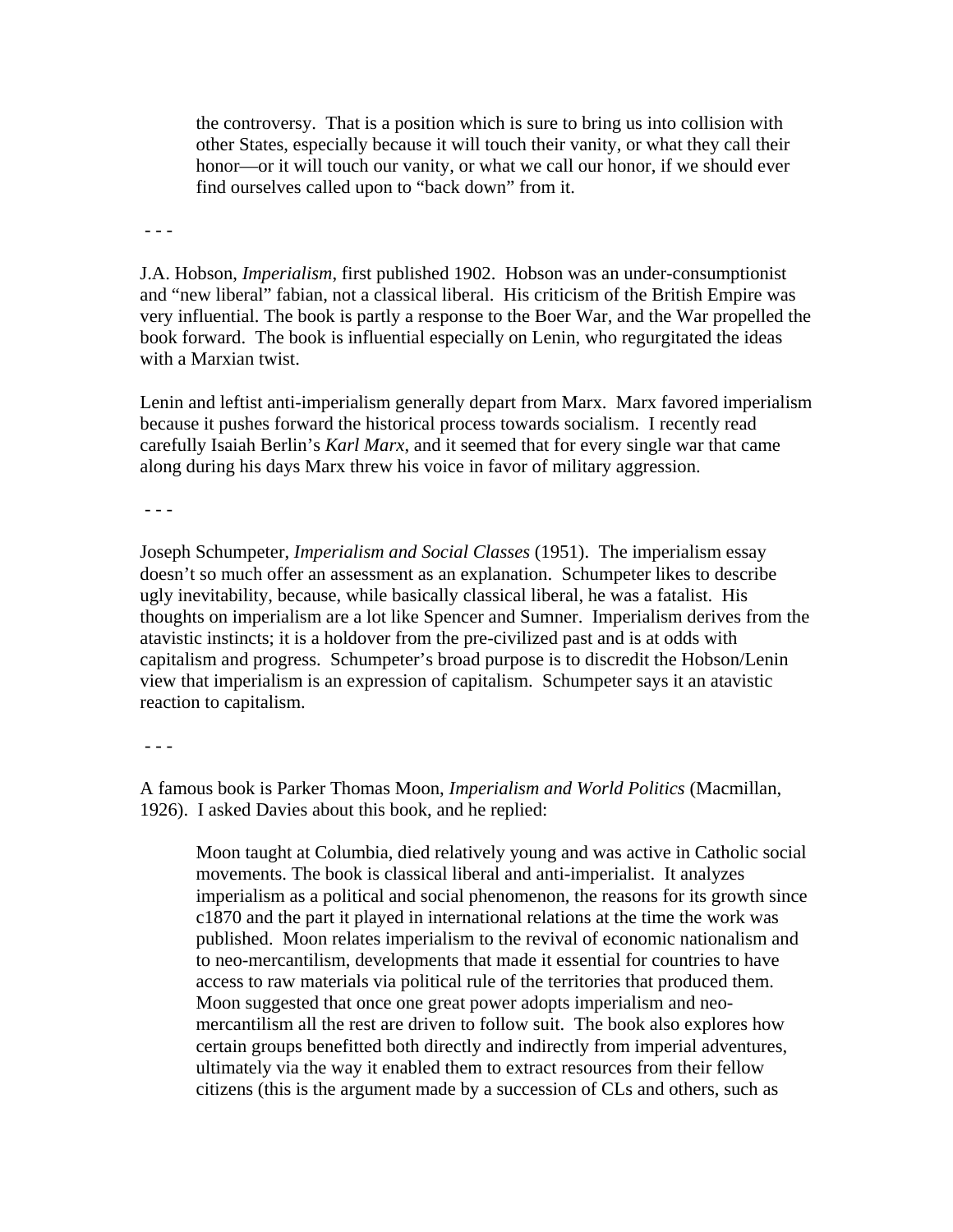> the controversy. That is a position which is sure to bring us into collision with other States, especially because it will touch their vanity, or what they call their honor—or it will touch our vanity, or what we call our honor, if we should ever find ourselves called upon to "back down" from it.

- - -

J.A. Hobson, *Imperialism*, first published 1902. Hobson was an under-consumptionist and "new liberal" fabian, not a classical liberal. His criticism of the British Empire was very influential. The book is partly a response to the Boer War, and the War propelled the book forward. The book is influential especially on Lenin, who regurgitated the ideas with a Marxian twist.

Lenin and leftist anti-imperialism generally depart from Marx. Marx favored imperialism because it pushes forward the historical process towards socialism. I recently read carefully Isaiah Berlin's *Karl Marx*, and it seemed that for every single war that came along during his days Marx threw his voice in favor of military aggression.

- - -

Joseph Schumpeter, *Imperialism and Social Classes* (1951). The imperialism essay doesn't so much offer an assessment as an explanation. Schumpeter likes to describe ugly inevitability, because, while basically classical liberal, he was a fatalist. His thoughts on imperialism are a lot like Spencer and Sumner. Imperialism derives from the atavistic instincts; it is a holdover from the pre-civilized past and is at odds with capitalism and progress. Schumpeter's broad purpose is to discredit the Hobson/Lenin view that imperialism is an expression of capitalism. Schumpeter says it an atavistic reaction to capitalism.

- - -

A famous book is Parker Thomas Moon, *Imperialism and World Politics* (Macmillan, 1926). I asked Davies about this book, and he replied:

> Moon taught at Columbia, died relatively young and was active in Catholic social movements. The book is classical liberal and anti-imperialist. It analyzes imperialism as a political and social phenomenon, the reasons for its growth since c1870 and the part it played in international relations at the time the work was published. Moon relates imperialism to the revival of economic nationalism and to neo-mercantilism, developments that made it essential for countries to have access to raw materials via political rule of the territories that produced them. Moon suggested that once one great power adopts imperialism and neo-mercantilism all the rest are driven to follow suit. The book also explores how certain groups benefitted both directly and indirectly from imperial adventures, ultimately via the way it enabled them to extract resources from their fellow citizens (this is the argument made by a succession of CLs and others, such as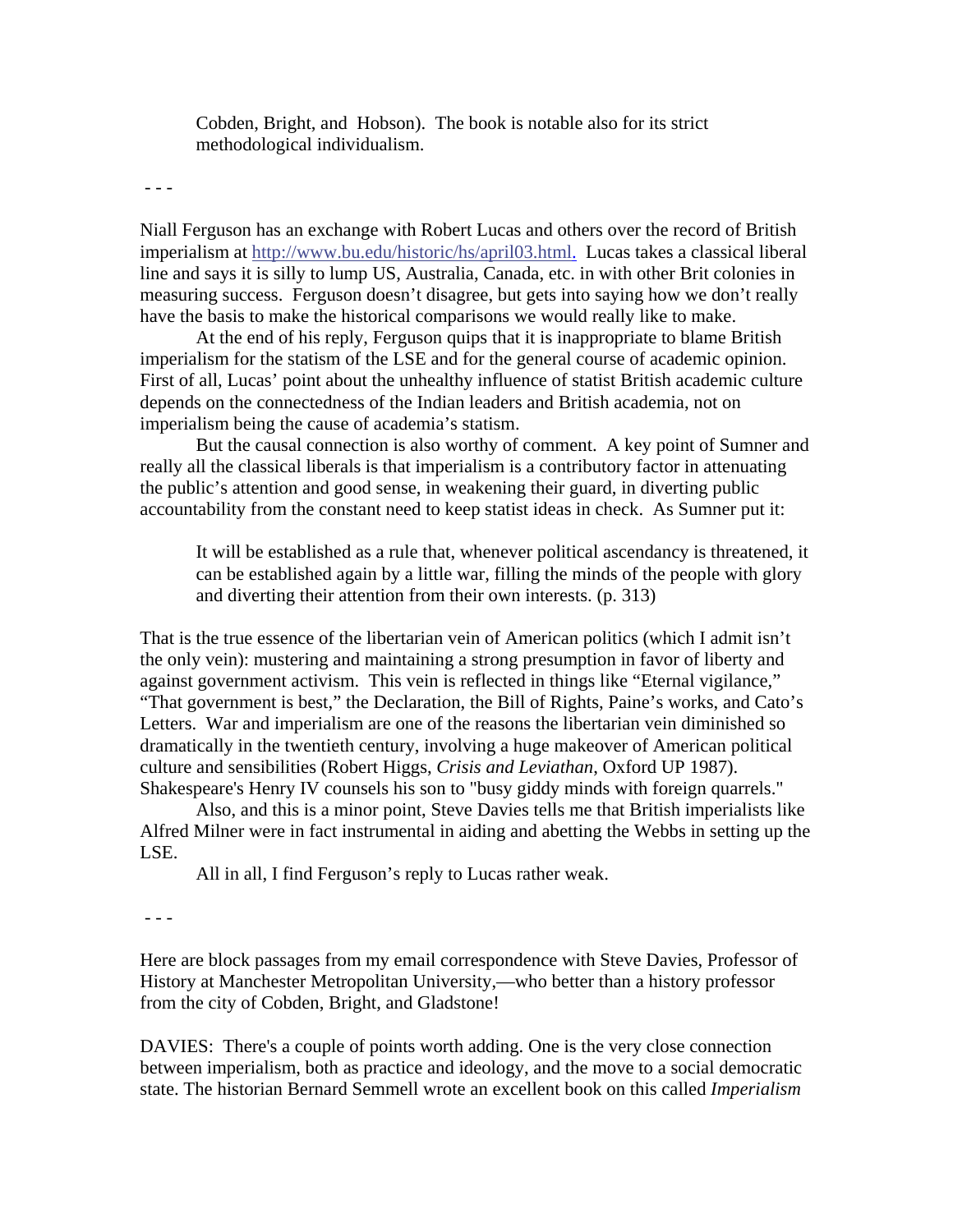> Cobden, Bright, and Hobson). The book is notable also for its strict methodological individualism.

- - -

Niall Ferguson has an exchange with Robert Lucas and others over the record of British imperialism at [http://www.bu.edu/historic/hs/april03.html.](http://www.bu.edu/historic/hs/april03.html) Lucas takes a classical liberal line and says it is silly to lump US, Australia, Canada, etc. in with other Brit colonies in measuring success. Ferguson doesn't disagree, but gets into saying how we don't really have the basis to make the historical comparisons we would really like to make.

At the end of his reply, Ferguson quips that it is inappropriate to blame British imperialism for the statism of the LSE and for the general course of academic opinion. First of all, Lucas' point about the unhealthy influence of statist British academic culture depends on the connectedness of the Indian leaders and British academia, not on imperialism being the cause of academia's statism.

But the causal connection is also worthy of comment. A key point of Sumner and really all the classical liberals is that imperialism is a contributory factor in attenuating the public's attention and good sense, in weakening their guard, in diverting public accountability from the constant need to keep statist ideas in check. As Sumner put it:

> It will be established as a rule that, whenever political ascendancy is threatened, it can be established again by a little war, filling the minds of the people with glory and diverting their attention from their own interests. (p. 313)

That is the true essence of the libertarian vein of American politics (which I admit isn't the only vein): mustering and maintaining a strong presumption in favor of liberty and against government activism. This vein is reflected in things like "Eternal vigilance," "That government is best," the Declaration, the Bill of Rights, Paine's works, and Cato's Letters. War and imperialism are one of the reasons the libertarian vein diminished so dramatically in the twentieth century, involving a huge makeover of American political culture and sensibilities (Robert Higgs, *Crisis and Leviathan*, Oxford UP 1987). Shakespeare's Henry IV counsels his son to "busy giddy minds with foreign quarrels."

Also, and this is a minor point, Steve Davies tells me that British imperialists like Alfred Milner were in fact instrumental in aiding and abetting the Webbs in setting up the LSE.

All in all, I find Ferguson's reply to Lucas rather weak.

- - -

Here are block passages from my email correspondence with Steve Davies, Professor of History at Manchester Metropolitan University,—who better than a history professor from the city of Cobden, Bright, and Gladstone!

DAVIES: There's a couple of points worth adding. One is the very close connection between imperialism, both as practice and ideology, and the move to a social democratic state. The historian Bernard Semmell wrote an excellent book on this called *Imperialism*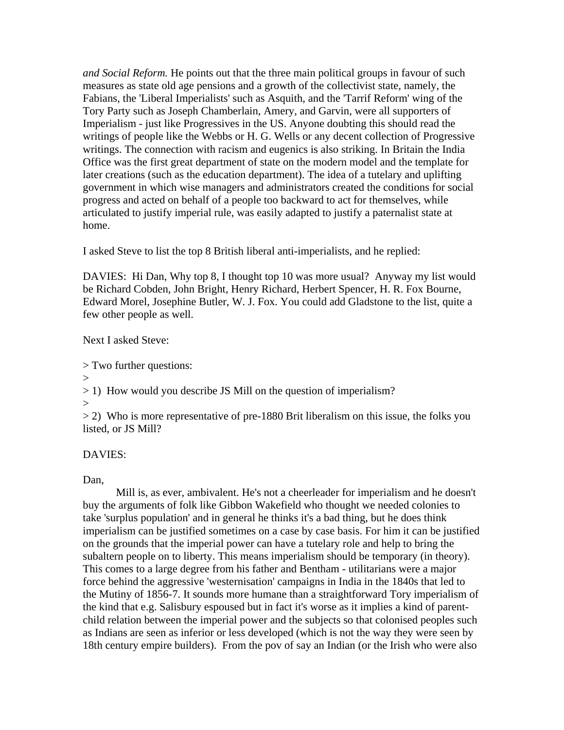*and Social Reform.* He points out that the three main political groups in favour of such measures as state old age pensions and a growth of the collectivist state, namely, the Fabians, the 'Liberal Imperialists' such as Asquith, and the 'Tarrif Reform' wing of the Tory Party such as Joseph Chamberlain, Amery, and Garvin, were all supporters of Imperialism - just like Progressives in the US. Anyone doubting this should read the writings of people like the Webbs or H. G. Wells or any decent collection of Progressive writings. The connection with racism and eugenics is also striking. In Britain the India Office was the first great department of state on the modern model and the template for later creations (such as the education department). The idea of a tutelary and uplifting government in which wise managers and administrators created the conditions for social progress and acted on behalf of a people too backward to act for themselves, while articulated to justify imperial rule, was easily adapted to justify a paternalist state at home.

I asked Steve to list the top 8 British liberal anti-imperialists, and he replied:

DAVIES: Hi Dan, Why top 8, I thought top 10 was more usual? Anyway my list would be Richard Cobden, John Bright, Henry Richard, Herbert Spencer, H. R. Fox Bourne, Edward Morel, Josephine Butler, W. J. Fox. You could add Gladstone to the list, quite a few other people as well.

Next I asked Steve:

> Two further questions:
>
> 1) How would you describe JS Mill on the question of imperialism?
>
> 2) Who is more representative of pre-1880 Brit liberalism on this issue, the folks you listed, or JS Mill?

DAVIES:

Dan,

Mill is, as ever, ambivalent. He's not a cheerleader for imperialism and he doesn't buy the arguments of folk like Gibbon Wakefield who thought we needed colonies to take 'surplus population' and in general he thinks it's a bad thing, but he does think imperialism can be justified sometimes on a case by case basis. For him it can be justified on the grounds that the imperial power can have a tutelary role and help to bring the subaltern people on to liberty. This means imperialism should be temporary (in theory). This comes to a large degree from his father and Bentham - utilitarians were a major force behind the aggressive 'westernisation' campaigns in India in the 1840s that led to the Mutiny of 1856-7. It sounds more humane than a straightforward Tory imperialism of the kind that e.g. Salisbury espoused but in fact it's worse as it implies a kind of parent-child relation between the imperial power and the subjects so that colonised peoples such as Indians are seen as inferior or less developed (which is not the way they were seen by 18th century empire builders). From the pov of say an Indian (or the Irish who were also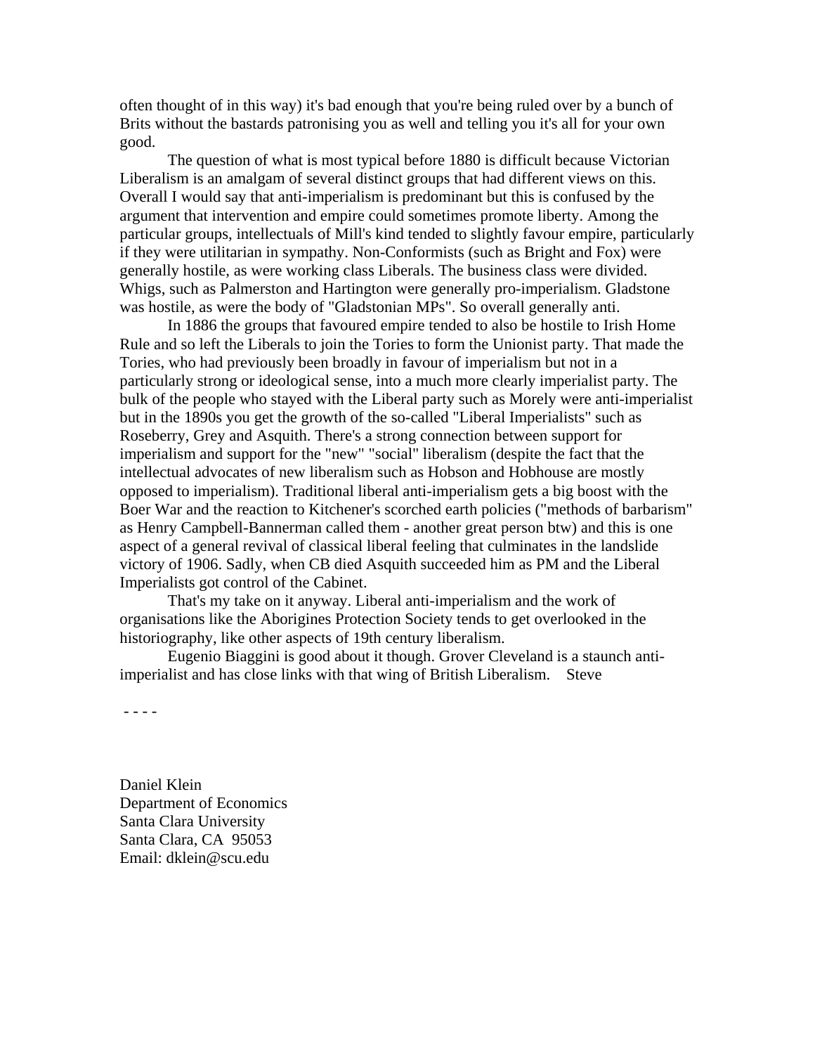often thought of in this way) it's bad enough that you're being ruled over by a bunch of Brits without the bastards patronising you as well and telling you it's all for your own good.

The question of what is most typical before 1880 is difficult because Victorian Liberalism is an amalgam of several distinct groups that had different views on this. Overall I would say that anti-imperialism is predominant but this is confused by the argument that intervention and empire could sometimes promote liberty. Among the particular groups, intellectuals of Mill's kind tended to slightly favour empire, particularly if they were utilitarian in sympathy. Non-Conformists (such as Bright and Fox) were generally hostile, as were working class Liberals. The business class were divided. Whigs, such as Palmerston and Hartington were generally pro-imperialism. Gladstone was hostile, as were the body of "Gladstonian MPs". So overall generally anti.

In 1886 the groups that favoured empire tended to also be hostile to Irish Home Rule and so left the Liberals to join the Tories to form the Unionist party. That made the Tories, who had previously been broadly in favour of imperialism but not in a particularly strong or ideological sense, into a much more clearly imperialist party. The bulk of the people who stayed with the Liberal party such as Morely were anti-imperialist but in the 1890s you get the growth of the so-called "Liberal Imperialists" such as Roseberry, Grey and Asquith. There's a strong connection between support for imperialism and support for the "new" "social" liberalism (despite the fact that the intellectual advocates of new liberalism such as Hobson and Hobhouse are mostly opposed to imperialism). Traditional liberal anti-imperialism gets a big boost with the Boer War and the reaction to Kitchener's scorched earth policies ("methods of barbarism" as Henry Campbell-Bannerman called them - another great person btw) and this is one aspect of a general revival of classical liberal feeling that culminates in the landslide victory of 1906. Sadly, when CB died Asquith succeeded him as PM and the Liberal Imperialists got control of the Cabinet.

That's my take on it anyway. Liberal anti-imperialism and the work of organisations like the Aborigines Protection Society tends to get overlooked in the historiography, like other aspects of 19th century liberalism.

Eugenio Biaggini is good about it though. Grover Cleveland is a staunch anti-imperialist and has close links with that wing of British Liberalism.    Steve

\- - - -

Daniel Klein
Department of Economics
Santa Clara University
Santa Clara, CA 95053
Email: dklein@scu.edu